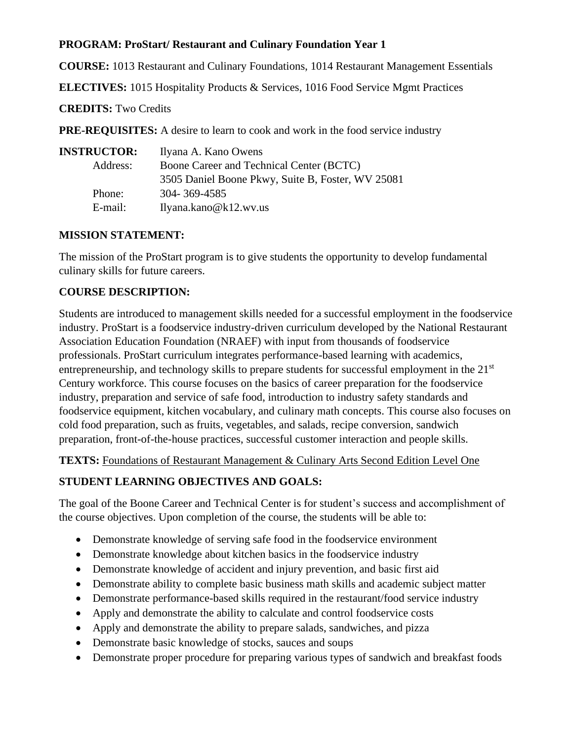**PROGRAM: ProStart/ Restaurant and Culinary Foundation Year 1**

**COURSE:** 1013 Restaurant and Culinary Foundations, 1014 Restaurant Management Essentials

**ELECTIVES:** 1015 Hospitality Products & Services, 1016 Food Service Mgmt Practices

**CREDITS:** Two Credits

**PRE-REQUISITES:** A desire to learn to cook and work in the food service industry

**INSTRUCTOR:** Ilyana A. Kano Owens

Address: Boone Career and Technical Center (BCTC)
3505 Daniel Boone Pkwy, Suite B, Foster, WV 25081

Phone: 304- 369-4585

E-mail: Ilyana.kano@k12.wv.us

## MISSION STATEMENT:

The mission of the ProStart program is to give students the opportunity to develop fundamental culinary skills for future careers.

## COURSE DESCRIPTION:

Students are introduced to management skills needed for a successful employment in the foodservice industry. ProStart is a foodservice industry-driven curriculum developed by the National Restaurant Association Education Foundation (NRAEF) with input from thousands of foodservice professionals. ProStart curriculum integrates performance-based learning with academics, entrepreneurship, and technology skills to prepare students for successful employment in the 21st Century workforce. This course focuses on the basics of career preparation for the foodservice industry, preparation and service of safe food, introduction to industry safety standards and foodservice equipment, kitchen vocabulary, and culinary math concepts. This course also focuses on cold food preparation, such as fruits, vegetables, and salads, recipe conversion, sandwich preparation, front-of-the-house practices, successful customer interaction and people skills.

**TEXTS:** Foundations of Restaurant Management & Culinary Arts Second Edition Level One

## STUDENT LEARNING OBJECTIVES AND GOALS:

The goal of the Boone Career and Technical Center is for student's success and accomplishment of the course objectives. Upon completion of the course, the students will be able to:

- Demonstrate knowledge of serving safe food in the foodservice environment
- Demonstrate knowledge about kitchen basics in the foodservice industry
- Demonstrate knowledge of accident and injury prevention, and basic first aid
- Demonstrate ability to complete basic business math skills and academic subject matter
- Demonstrate performance-based skills required in the restaurant/food service industry
- Apply and demonstrate the ability to calculate and control foodservice costs
- Apply and demonstrate the ability to prepare salads, sandwiches, and pizza
- Demonstrate basic knowledge of stocks, sauces and soups
- Demonstrate proper procedure for preparing various types of sandwich and breakfast foods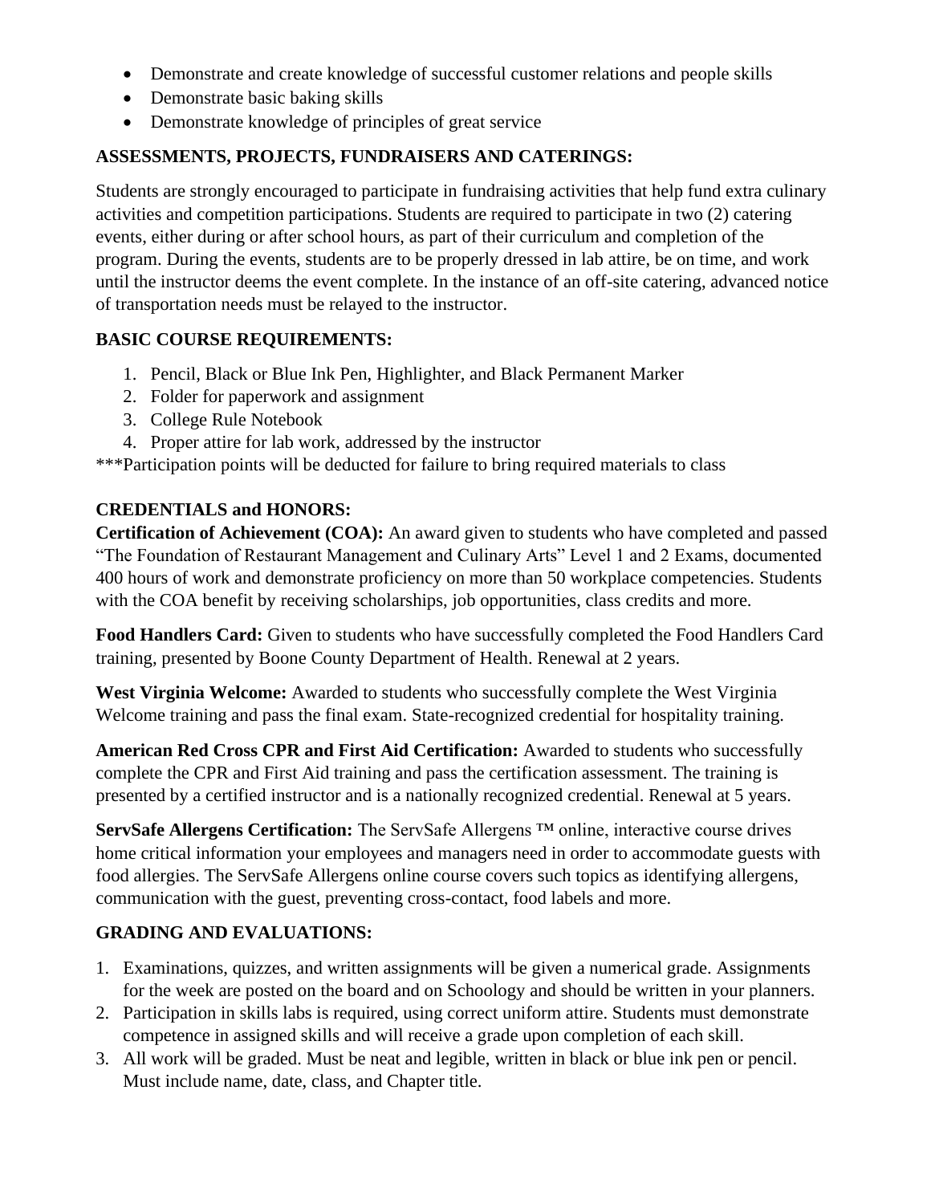- Demonstrate and create knowledge of successful customer relations and people skills
- Demonstrate basic baking skills
- Demonstrate knowledge of principles of great service

**ASSESSMENTS, PROJECTS, FUNDRAISERS AND CATERINGS:**

Students are strongly encouraged to participate in fundraising activities that help fund extra culinary activities and competition participations. Students are required to participate in two (2) catering events, either during or after school hours, as part of their curriculum and completion of the program. During the events, students are to be properly dressed in lab attire, be on time, and work until the instructor deems the event complete. In the instance of an off-site catering, advanced notice of transportation needs must be relayed to the instructor.

**BASIC COURSE REQUIREMENTS:**

1. Pencil, Black or Blue Ink Pen, Highlighter, and Black Permanent Marker
2. Folder for paperwork and assignment
3. College Rule Notebook
4. Proper attire for lab work, addressed by the instructor

***Participation points will be deducted for failure to bring required materials to class

**CREDENTIALS and HONORS:**

**Certification of Achievement (COA):** An award given to students who have completed and passed "The Foundation of Restaurant Management and Culinary Arts" Level 1 and 2 Exams, documented 400 hours of work and demonstrate proficiency on more than 50 workplace competencies. Students with the COA benefit by receiving scholarships, job opportunities, class credits and more.

**Food Handlers Card:** Given to students who have successfully completed the Food Handlers Card training, presented by Boone County Department of Health. Renewal at 2 years.

**West Virginia Welcome:** Awarded to students who successfully complete the West Virginia Welcome training and pass the final exam. State-recognized credential for hospitality training.

**American Red Cross CPR and First Aid Certification:** Awarded to students who successfully complete the CPR and First Aid training and pass the certification assessment. The training is presented by a certified instructor and is a nationally recognized credential. Renewal at 5 years.

**ServSafe Allergens Certification:** The ServSafe Allergens ™ online, interactive course drives home critical information your employees and managers need in order to accommodate guests with food allergies. The ServSafe Allergens online course covers such topics as identifying allergens, communication with the guest, preventing cross-contact, food labels and more.

**GRADING AND EVALUATIONS:**

1. Examinations, quizzes, and written assignments will be given a numerical grade. Assignments for the week are posted on the board and on Schoology and should be written in your planners.
2. Participation in skills labs is required, using correct uniform attire. Students must demonstrate competence in assigned skills and will receive a grade upon completion of each skill.
3. All work will be graded. Must be neat and legible, written in black or blue ink pen or pencil. Must include name, date, class, and Chapter title.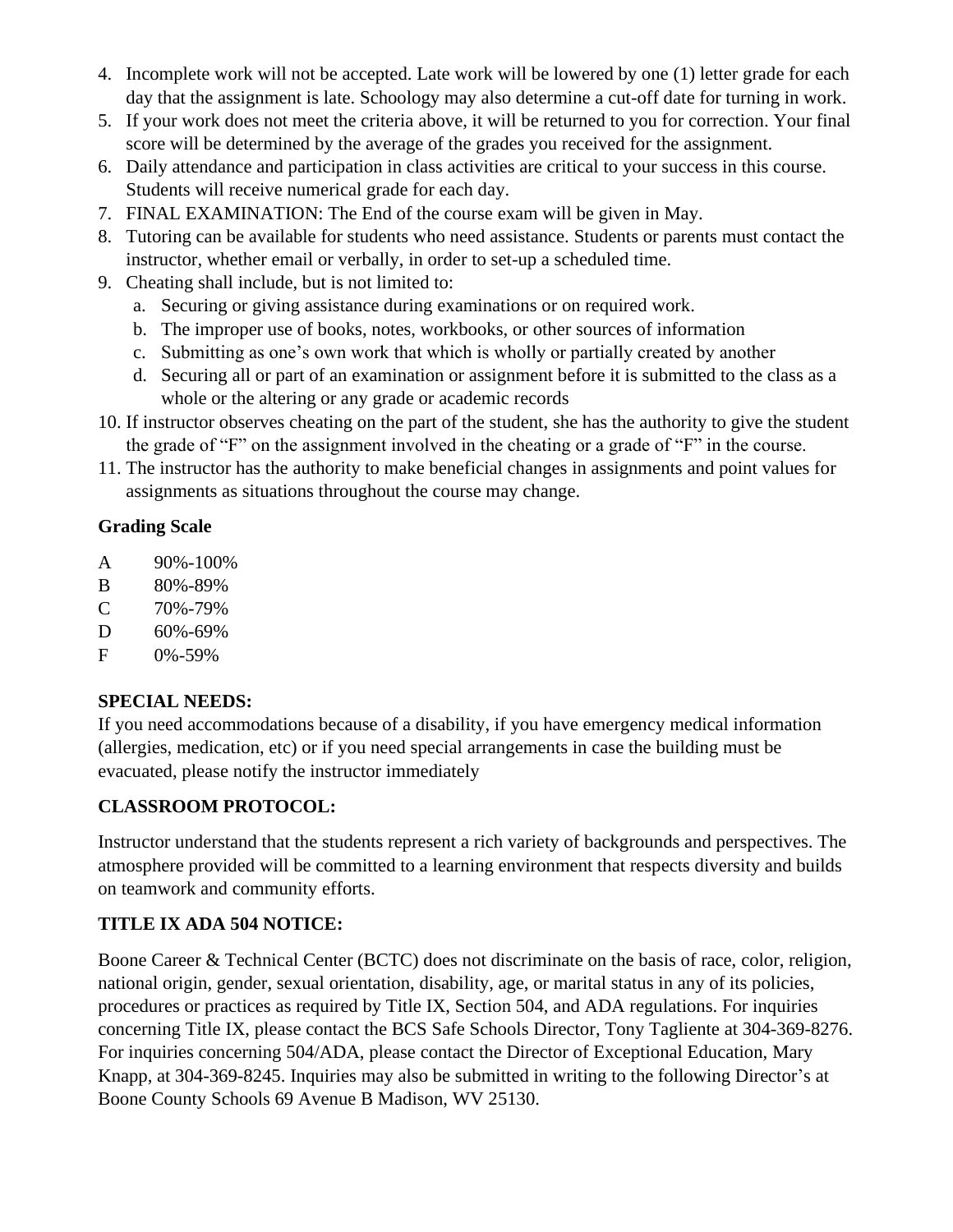4. Incomplete work will not be accepted. Late work will be lowered by one (1) letter grade for each day that the assignment is late. Schoology may also determine a cut-off date for turning in work.
5. If your work does not meet the criteria above, it will be returned to you for correction. Your final score will be determined by the average of the grades you received for the assignment.
6. Daily attendance and participation in class activities are critical to your success in this course. Students will receive numerical grade for each day.
7. FINAL EXAMINATION: The End of the course exam will be given in May.
8. Tutoring can be available for students who need assistance. Students or parents must contact the instructor, whether email or verbally, in order to set-up a scheduled time.
9. Cheating shall include, but is not limited to:
   a. Securing or giving assistance during examinations or on required work.
   b. The improper use of books, notes, workbooks, or other sources of information
   c. Submitting as one's own work that which is wholly or partially created by another
   d. Securing all or part of an examination or assignment before it is submitted to the class as a whole or the altering or any grade or academic records
10. If instructor observes cheating on the part of the student, she has the authority to give the student the grade of "F" on the assignment involved in the cheating or a grade of "F" in the course.
11. The instructor has the authority to make beneficial changes in assignments and point values for assignments as situations throughout the course may change.

**Grading Scale**

| | |
|---|---|
| A | 90%-100% |
| B | 80%-89% |
| C | 70%-79% |
| D | 60%-69% |
| F | 0%-59% |

**SPECIAL NEEDS:**

If you need accommodations because of a disability, if you have emergency medical information (allergies, medication, etc) or if you need special arrangements in case the building must be evacuated, please notify the instructor immediately

**CLASSROOM PROTOCOL:**

Instructor understand that the students represent a rich variety of backgrounds and perspectives. The atmosphere provided will be committed to a learning environment that respects diversity and builds on teamwork and community efforts.

**TITLE IX ADA 504 NOTICE:**

Boone Career & Technical Center (BCTC) does not discriminate on the basis of race, color, religion, national origin, gender, sexual orientation, disability, age, or marital status in any of its policies, procedures or practices as required by Title IX, Section 504, and ADA regulations. For inquiries concerning Title IX, please contact the BCS Safe Schools Director, Tony Tagliente at 304-369-8276. For inquiries concerning 504/ADA, please contact the Director of Exceptional Education, Mary Knapp, at 304-369-8245. Inquiries may also be submitted in writing to the following Director's at Boone County Schools 69 Avenue B Madison, WV 25130.